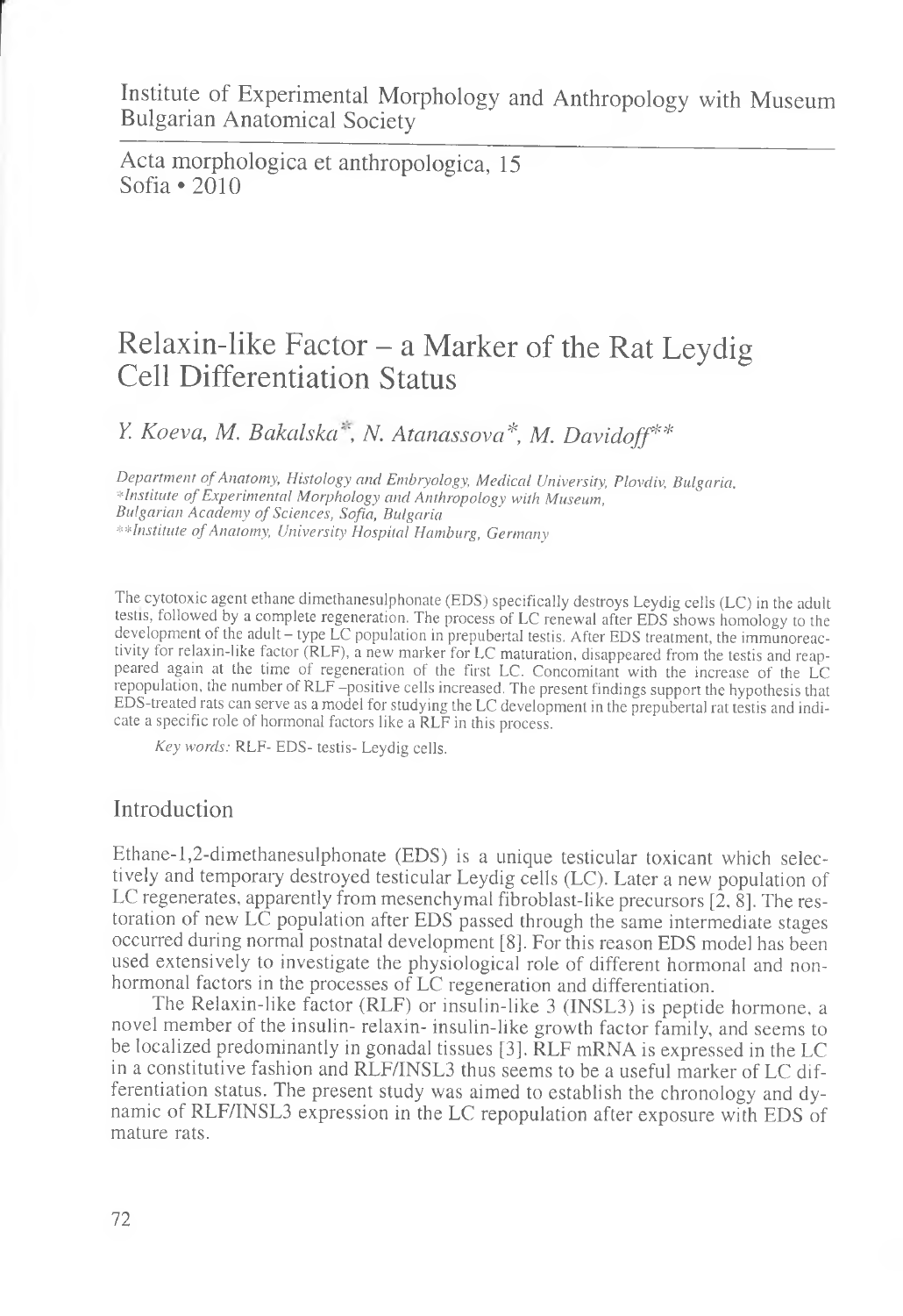Institute of Experimental Morphology and Anthropology with Museum
Bulgarian Anatomical Society

Acta morphologica et anthropologica, 15
Sofia • 2010

# Relaxin-like Factor – a Marker of the Rat Leydig Cell Differentiation Status

*Y. Koeva, M. Bakalska\*, N. Atanassova\*, M. Davidoff\*\**

*Department of Anatomy, Histology and Embryology, Medical University, Plovdiv, Bulgaria,*
*\*Institute of Experimental Morphology and Anthropology with Museum, Bulgarian Academy of Sciences, Sofia, Bulgaria*
*\*\*Institute of Anatomy, University Hospital Hamburg, Germany*

The cytotoxic agent ethane dimethanesulphonate (EDS) specifically destroys Leydig cells (LC) in the adult testis, followed by a complete regeneration. The process of LC renewal after EDS shows homology to the development of the adult – type LC population in prepubertal testis. After EDS treatment, the immunoreactivity for relaxin-like factor (RLF), a new marker for LC maturation, disappeared from the testis and reappeared again at the time of regeneration of the first LC. Concomitant with the increase of the LC repopulation, the number of RLF –positive cells increased. The present findings support the hypothesis that EDS-treated rats can serve as a model for studying the LC development in the prepubertal rat testis and indicate a specific role of hormonal factors like a RLF in this process.

*Key words:* RLF- EDS- testis- Leydig cells.

## Introduction

Ethane-1,2-dimethanesulphonate (EDS) is a unique testicular toxicant which selectively and temporary destroyed testicular Leydig cells (LC). Later a new population of LC regenerates, apparently from mesenchymal fibroblast-like precursors [2, 8]. The restoration of new LC population after EDS passed through the same intermediate stages occurred during normal postnatal development [8]. For this reason EDS model has been used extensively to investigate the physiological role of different hormonal and non-hormonal factors in the processes of LC regeneration and differentiation.

The Relaxin-like factor (RLF) or insulin-like 3 (INSL3) is peptide hormone, a novel member of the insulin- relaxin- insulin-like growth factor family, and seems to be localized predominantly in gonadal tissues [3]. RLF mRNA is expressed in the LC in a constitutive fashion and RLF/INSL3 thus seems to be a useful marker of LC differentiation status. The present study was aimed to establish the chronology and dynamic of RLF/INSL3 expression in the LC repopulation after exposure with EDS of mature rats.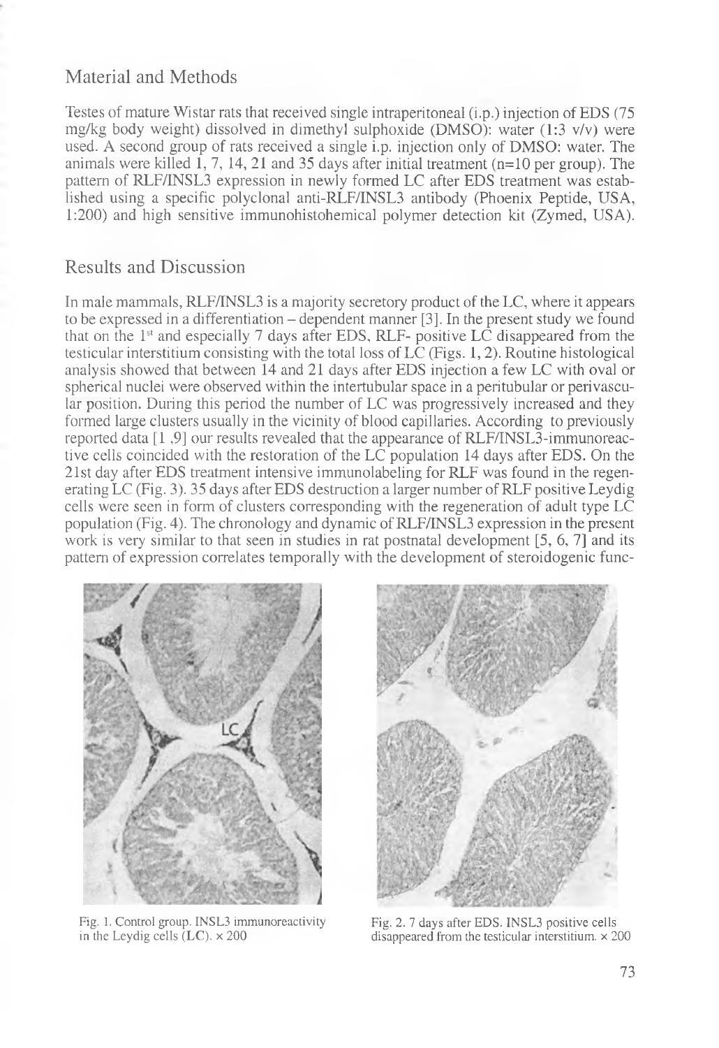## Material and Methods

Testes of mature Wistar rats that received single intraperitoneal (i.p.) injection of EDS (75 mg/kg body weight) dissolved in dimethyl sulphoxide (DMSO): water (1:3 v/v) were used. A second group of rats received a single i.p. injection only of DMSO: water. The animals were killed 1, 7, 14, 21 and 35 days after initial treatment (n=10 per group). The pattern of RLF/INSL3 expression in newly formed LC after EDS treatment was established using a specific polyclonal anti-RLF/INSL3 antibody (Phoenix Peptide, USA, 1:200) and high sensitive immunohistohemical polymer detection kit (Zymed, USA).

## Results and Discussion

In male mammals, RLF/INSL3 is a majority secretory product of the LC, where it appears to be expressed in a differentiation – dependent manner [3]. In the present study we found that on the 1st and especially 7 days after EDS, RLF- positive LC disappeared from the testicular interstitium consisting with the total loss of LC (Figs. 1, 2). Routine histological analysis showed that between 14 and 21 days after EDS injection a few LC with oval or spherical nuclei were observed within the intertubular space in a peritubular or perivascular position. During this period the number of LC was progressively increased and they formed large clusters usually in the vicinity of blood capillaries. According to previously reported data [1 ,9] our results revealed that the appearance of RLF/INSL3-immunoreactive cells coincided with the restoration of the LC population 14 days after EDS. On the 21st day after EDS treatment intensive immunolabeling for RLF was found in the regenerating LC (Fig. 3). 35 days after EDS destruction a larger number of RLF positive Leydig cells were seen in form of clusters corresponding with the regeneration of adult type LC population (Fig. 4). The chronology and dynamic of RLF/INSL3 expression in the present work is very similar to that seen in studies in rat postnatal development [5, 6, 7] and its pattern of expression correlates temporally with the development of steroidogenic func-

Fig. 1. Control group. INSL3 immunoreactivity in the Leydig cells (LC). × 200

Fig. 2. 7 days after EDS. INSL3 positive cells disappeared from the testicular interstitium. × 200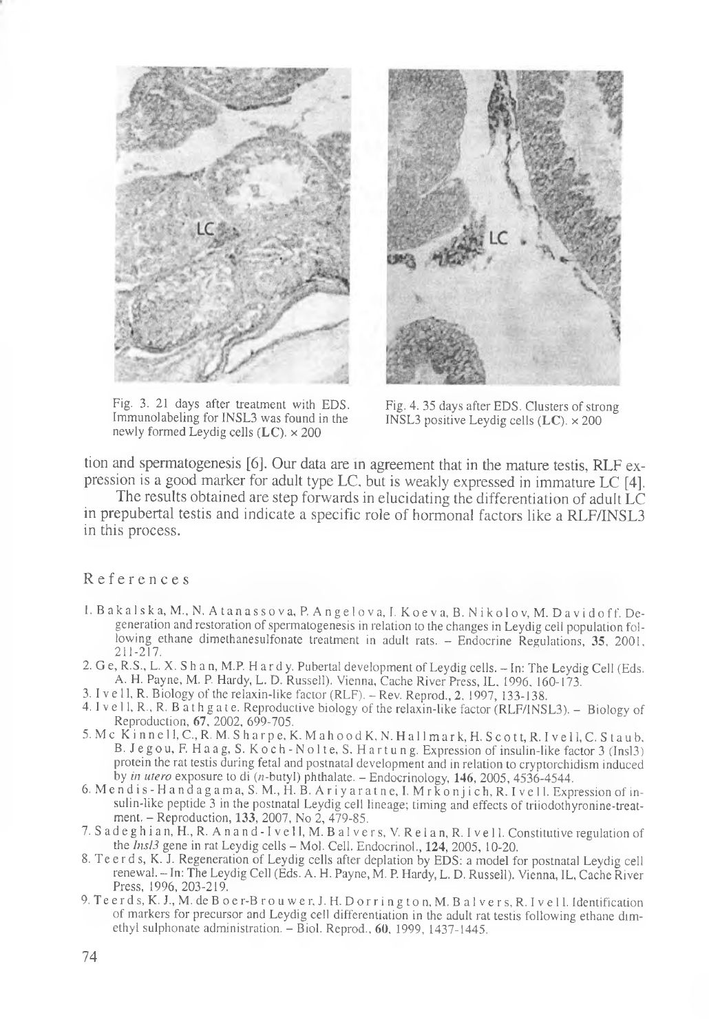Fig. 3. 21 days after treatment with EDS. Immunolabeling for INSL3 was found in the newly formed Leydig cells (**LC**). × 200

Fig. 4. 35 days after EDS. Clusters of strong INSL3 positive Leydig cells (**LC**). × 200

tion and spermatogenesis [6]. Our data are in agreement that in the mature testis, RLF expression is a good marker for adult type LC, but is weakly expressed in immature LC [4].

The results obtained are step forwards in elucidating the differentiation of adult LC in prepubertal testis and indicate a specific role of hormonal factors like a RLF/INSL3 in this process.

## References

1. Bakalska, M., N. Atanassova, P. Angelova, I. Koeva, B. Nikolov, M. Davidoff. Degeneration and restoration of spermatogenesis in relation to the changes in Leydig cell population following ethane dimethanesulfonate treatment in adult rats. – Endocrine Regulations, **35**, 2001, 211-217.
2. Ge, R.S., L. X. Shan, M.P. Hardy. Pubertal development of Leydig cells. – In: The Leydig Cell (Eds. A. H. Payne, M. P. Hardy, L. D. Russell). Vienna, Cache River Press, IL, 1996, 160-173.
3. Ivell, R. Biology of the relaxin-like factor (RLF). – Rev. Reprod., **2**, 1997, 133-138.
4. Ivell, R., R. Bathgate. Reproductive biology of the relaxin-like factor (RLF/INSL3). – Biology of Reproduction, **67**, 2002, 699-705.
5. Mc Kinnell, C., R. M. Sharpe, K. Mahood K, N. Hallmark, H. Scott, R. Ivell, C. Staub, B. Jegou, F. Haag, S. Koch-Nolte, S. Hartung. Expression of insulin-like factor 3 (Insl3) protein the rat testis during fetal and postnatal development and in relation to cryptorchidism induced by *in utero* exposure to di (*n*-butyl) phthalate. – Endocrinology, **146**, 2005, 4536-4544.
6. Mendis-Handagama, S. M., H. B. Ariyaratne, I. Mrkonjich, R. Ivell. Expression of insulin-like peptide 3 in the postnatal Leydig cell lineage; timing and effects of triiodothyronine-treatment. – Reproduction, **133**, 2007, No 2, 479-85.
7. Sadeghian, H., R. Anand-Ivell, M. Balvers, V. Relan, R. Ivell. Constitutive regulation of the *Insl3* gene in rat Leydig cells – Mol. Cell. Endocrinol., **124**, 2005, 10-20.
8. Teerds, K. J. Regeneration of Leydig cells after deplation by EDS: a model for postnatal Leydig cell renewal. – In: The Leydig Cell (Eds. A. H. Payne, M. P. Hardy, L. D. Russell). Vienna, IL, Cache River Press, 1996, 203-219.
9. Teerds, K. J., M. de Boer-Brouwer, J. H. Dorrington, M. Balvers, R. Ivell. Identification of markers for precursor and Leydig cell differentiation in the adult rat testis following ethane dimethyl sulphonate administration. – Biol. Reprod., **60**, 1999, 1437-1445.